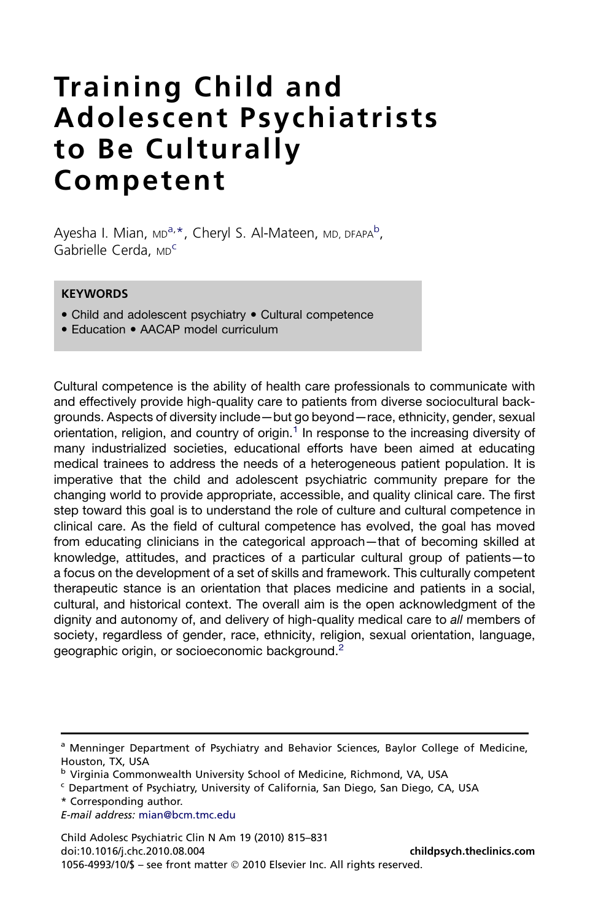# Training Child and Adolescent Psychiatrists to Be Culturally Competent

Ayesha I. Mian, MD[a,*], Cheryl S. Al-Mateen, MD, DFAPA[b], Gabrielle Cerda, MD[c]

**KEYWORDS**

- Child and adolescent psychiatry • Cultural competence
- Education • AACAP model curriculum

Cultural competence is the ability of health care professionals to communicate with and effectively provide high-quality care to patients from diverse sociocultural backgrounds. Aspects of diversity include—but go beyond—race, ethnicity, gender, sexual orientation, religion, and country of origin.[1] In response to the increasing diversity of many industrialized societies, educational efforts have been aimed at educating medical trainees to address the needs of a heterogeneous patient population. It is imperative that the child and adolescent psychiatric community prepare for the changing world to provide appropriate, accessible, and quality clinical care. The first step toward this goal is to understand the role of culture and cultural competence in clinical care. As the field of cultural competence has evolved, the goal has moved from educating clinicians in the categorical approach—that of becoming skilled at knowledge, attitudes, and practices of a particular cultural group of patients—to a focus on the development of a set of skills and framework. This culturally competent therapeutic stance is an orientation that places medicine and patients in a social, cultural, and historical context. The overall aim is the open acknowledgment of the dignity and autonomy of, and delivery of high-quality medical care to *all* members of society, regardless of gender, race, ethnicity, religion, sexual orientation, language, geographic origin, or socioeconomic background.[2]

[a] Menninger Department of Psychiatry and Behavior Sciences, Baylor College of Medicine, Houston, TX, USA
[b] Virginia Commonwealth University School of Medicine, Richmond, VA, USA
[c] Department of Psychiatry, University of California, San Diego, San Diego, CA, USA
* Corresponding author.
*E-mail address:* mian@bcm.tmc.edu

Child Adolesc Psychiatric Clin N Am 19 (2010) 815–831
doi:10.1016/j.chc.2010.08.004
1056-4993/10/$ – see front matter © 2010 Elsevier Inc. All rights reserved.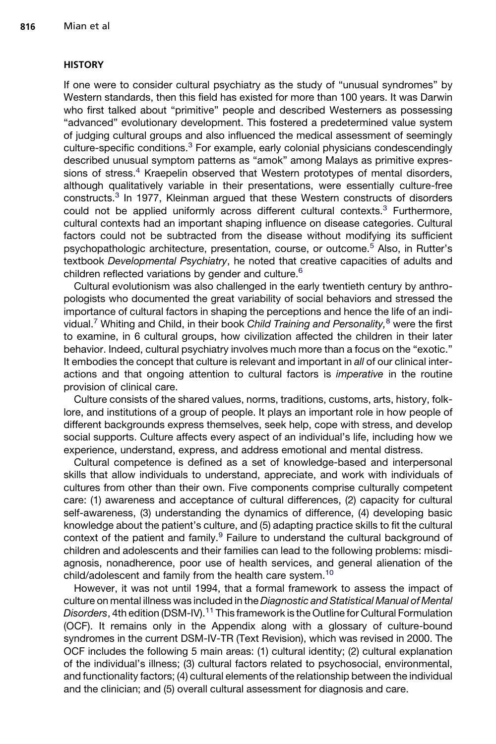## HISTORY

If one were to consider cultural psychiatry as the study of "unusual syndromes" by Western standards, then this field has existed for more than 100 years. It was Darwin who first talked about "primitive" people and described Westerners as possessing "advanced" evolutionary development. This fostered a predetermined value system of judging cultural groups and also influenced the medical assessment of seemingly culture-specific conditions.[3] For example, early colonial physicians condescendingly described unusual symptom patterns as "amok" among Malays as primitive expressions of stress.[4] Kraepelin observed that Western prototypes of mental disorders, although qualitatively variable in their presentations, were essentially culture-free constructs.[3] In 1977, Kleinman argued that these Western constructs of disorders could not be applied uniformly across different cultural contexts.[3] Furthermore, cultural contexts had an important shaping influence on disease categories. Cultural factors could not be subtracted from the disease without modifying its sufficient psychopathologic architecture, presentation, course, or outcome.[5] Also, in Rutter's textbook *Developmental Psychiatry*, he noted that creative capacities of adults and children reflected variations by gender and culture.[6]

Cultural evolutionism was also challenged in the early twentieth century by anthropologists who documented the great variability of social behaviors and stressed the importance of cultural factors in shaping the perceptions and hence the life of an individual.[7] Whiting and Child, in their book *Child Training and Personality,*[8] were the first to examine, in 6 cultural groups, how civilization affected the children in their later behavior. Indeed, cultural psychiatry involves much more than a focus on the "exotic." It embodies the concept that culture is relevant and important in *all* of our clinical interactions and that ongoing attention to cultural factors is *imperative* in the routine provision of clinical care.

Culture consists of the shared values, norms, traditions, customs, arts, history, folklore, and institutions of a group of people. It plays an important role in how people of different backgrounds express themselves, seek help, cope with stress, and develop social supports. Culture affects every aspect of an individual's life, including how we experience, understand, express, and address emotional and mental distress.

Cultural competence is defined as a set of knowledge-based and interpersonal skills that allow individuals to understand, appreciate, and work with individuals of cultures from other than their own. Five components comprise culturally competent care: (1) awareness and acceptance of cultural differences, (2) capacity for cultural self-awareness, (3) understanding the dynamics of difference, (4) developing basic knowledge about the patient's culture, and (5) adapting practice skills to fit the cultural context of the patient and family.[9] Failure to understand the cultural background of children and adolescents and their families can lead to the following problems: misdiagnosis, nonadherence, poor use of health services, and general alienation of the child/adolescent and family from the health care system.[10]

However, it was not until 1994, that a formal framework to assess the impact of culture on mental illness was included in the *Diagnostic and Statistical Manual of Mental Disorders*, 4th edition (DSM-IV).[11] This framework is the Outline for Cultural Formulation (OCF). It remains only in the Appendix along with a glossary of culture-bound syndromes in the current DSM-IV-TR (Text Revision), which was revised in 2000. The OCF includes the following 5 main areas: (1) cultural identity; (2) cultural explanation of the individual's illness; (3) cultural factors related to psychosocial, environmental, and functionality factors; (4) cultural elements of the relationship between the individual and the clinician; and (5) overall cultural assessment for diagnosis and care.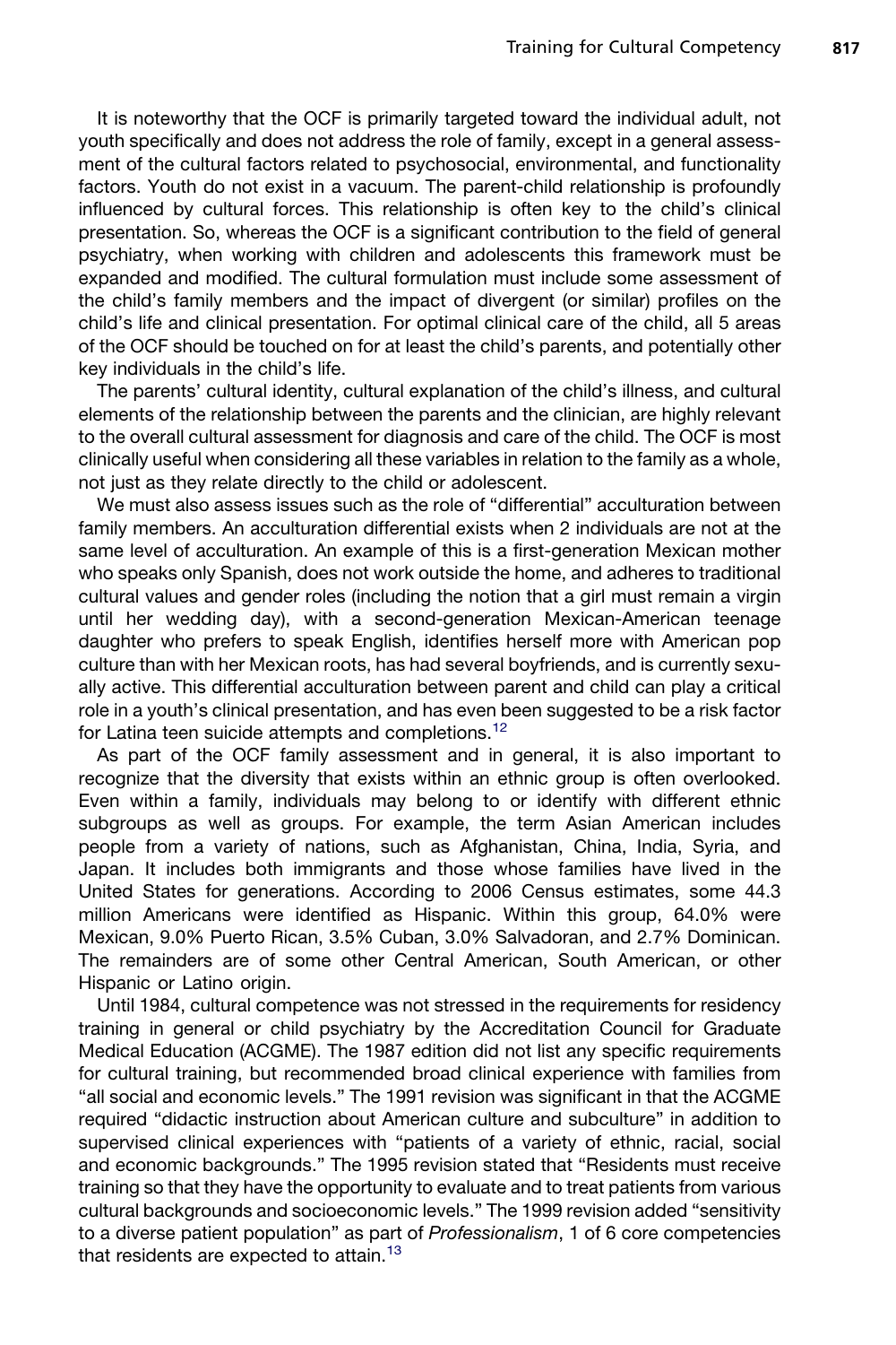It is noteworthy that the OCF is primarily targeted toward the individual adult, not youth specifically and does not address the role of family, except in a general assessment of the cultural factors related to psychosocial, environmental, and functionality factors. Youth do not exist in a vacuum. The parent-child relationship is profoundly influenced by cultural forces. This relationship is often key to the child's clinical presentation. So, whereas the OCF is a significant contribution to the field of general psychiatry, when working with children and adolescents this framework must be expanded and modified. The cultural formulation must include some assessment of the child's family members and the impact of divergent (or similar) profiles on the child's life and clinical presentation. For optimal clinical care of the child, all 5 areas of the OCF should be touched on for at least the child's parents, and potentially other key individuals in the child's life.

The parents' cultural identity, cultural explanation of the child's illness, and cultural elements of the relationship between the parents and the clinician, are highly relevant to the overall cultural assessment for diagnosis and care of the child. The OCF is most clinically useful when considering all these variables in relation to the family as a whole, not just as they relate directly to the child or adolescent.

We must also assess issues such as the role of "differential" acculturation between family members. An acculturation differential exists when 2 individuals are not at the same level of acculturation. An example of this is a first-generation Mexican mother who speaks only Spanish, does not work outside the home, and adheres to traditional cultural values and gender roles (including the notion that a girl must remain a virgin until her wedding day), with a second-generation Mexican-American teenage daughter who prefers to speak English, identifies herself more with American pop culture than with her Mexican roots, has had several boyfriends, and is currently sexually active. This differential acculturation between parent and child can play a critical role in a youth's clinical presentation, and has even been suggested to be a risk factor for Latina teen suicide attempts and completions.[12]

As part of the OCF family assessment and in general, it is also important to recognize that the diversity that exists within an ethnic group is often overlooked. Even within a family, individuals may belong to or identify with different ethnic subgroups as well as groups. For example, the term Asian American includes people from a variety of nations, such as Afghanistan, China, India, Syria, and Japan. It includes both immigrants and those whose families have lived in the United States for generations. According to 2006 Census estimates, some 44.3 million Americans were identified as Hispanic. Within this group, 64.0% were Mexican, 9.0% Puerto Rican, 3.5% Cuban, 3.0% Salvadoran, and 2.7% Dominican. The remainders are of some other Central American, South American, or other Hispanic or Latino origin.

Until 1984, cultural competence was not stressed in the requirements for residency training in general or child psychiatry by the Accreditation Council for Graduate Medical Education (ACGME). The 1987 edition did not list any specific requirements for cultural training, but recommended broad clinical experience with families from "all social and economic levels." The 1991 revision was significant in that the ACGME required "didactic instruction about American culture and subculture" in addition to supervised clinical experiences with "patients of a variety of ethnic, racial, social and economic backgrounds." The 1995 revision stated that "Residents must receive training so that they have the opportunity to evaluate and to treat patients from various cultural backgrounds and socioeconomic levels." The 1999 revision added "sensitivity to a diverse patient population" as part of *Professionalism*, 1 of 6 core competencies that residents are expected to attain.[13]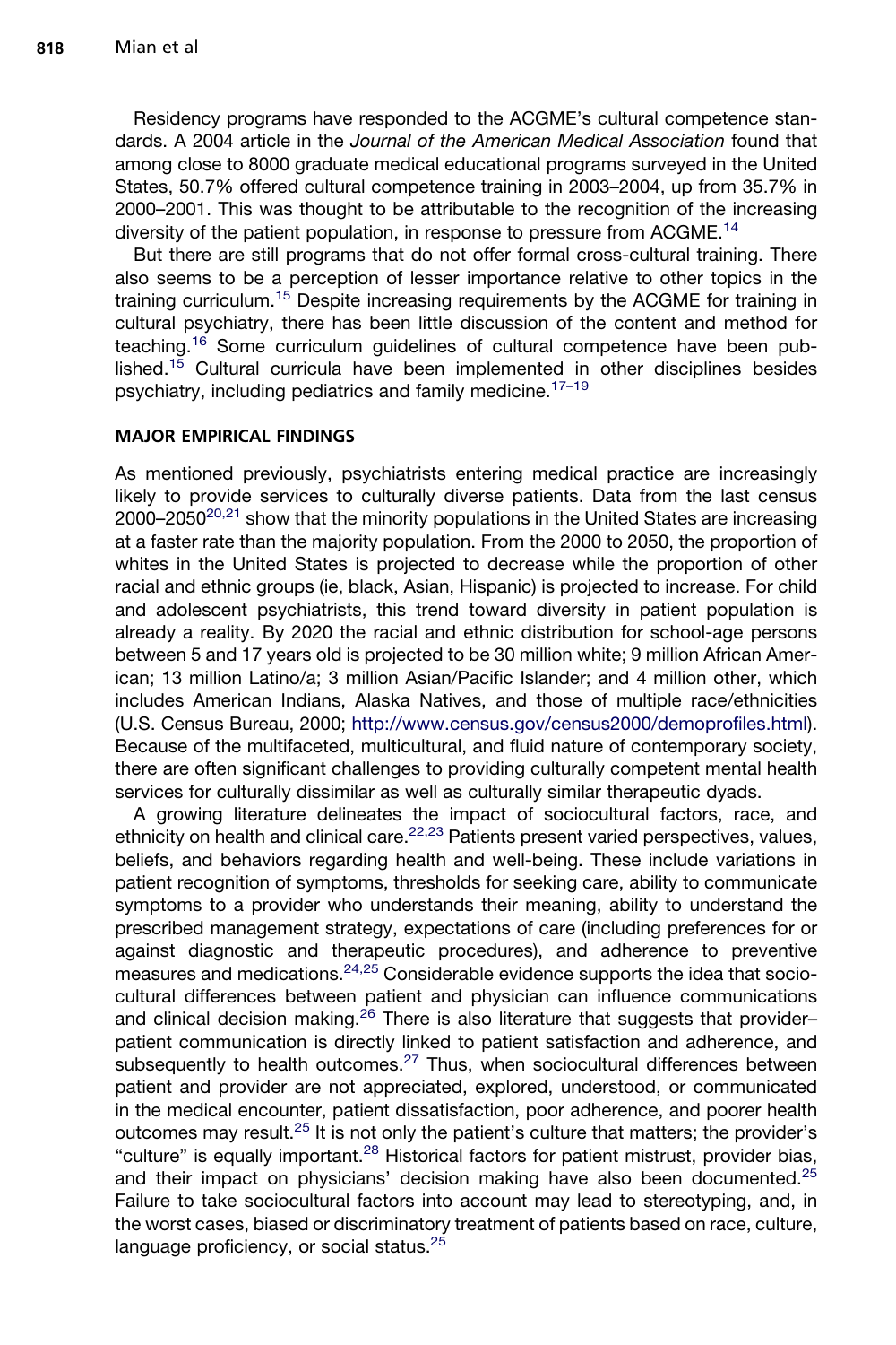Residency programs have responded to the ACGME's cultural competence standards. A 2004 article in the *Journal of the American Medical Association* found that among close to 8000 graduate medical educational programs surveyed in the United States, 50.7% offered cultural competence training in 2003–2004, up from 35.7% in 2000–2001. This was thought to be attributable to the recognition of the increasing diversity of the patient population, in response to pressure from ACGME.[14]

But there are still programs that do not offer formal cross-cultural training. There also seems to be a perception of lesser importance relative to other topics in the training curriculum.[15] Despite increasing requirements by the ACGME for training in cultural psychiatry, there has been little discussion of the content and method for teaching.[16] Some curriculum guidelines of cultural competence have been published.[15] Cultural curricula have been implemented in other disciplines besides psychiatry, including pediatrics and family medicine.[17–19]

## MAJOR EMPIRICAL FINDINGS

As mentioned previously, psychiatrists entering medical practice are increasingly likely to provide services to culturally diverse patients. Data from the last census 2000–2050[20,21] show that the minority populations in the United States are increasing at a faster rate than the majority population. From the 2000 to 2050, the proportion of whites in the United States is projected to decrease while the proportion of other racial and ethnic groups (ie, black, Asian, Hispanic) is projected to increase. For child and adolescent psychiatrists, this trend toward diversity in patient population is already a reality. By 2020 the racial and ethnic distribution for school-age persons between 5 and 17 years old is projected to be 30 million white; 9 million African American; 13 million Latino/a; 3 million Asian/Pacific Islander; and 4 million other, which includes American Indians, Alaska Natives, and those of multiple race/ethnicities (U.S. Census Bureau, 2000; http://www.census.gov/census2000/demoprofiles.html). Because of the multifaceted, multicultural, and fluid nature of contemporary society, there are often significant challenges to providing culturally competent mental health services for culturally dissimilar as well as culturally similar therapeutic dyads.

A growing literature delineates the impact of sociocultural factors, race, and ethnicity on health and clinical care.[22,23] Patients present varied perspectives, values, beliefs, and behaviors regarding health and well-being. These include variations in patient recognition of symptoms, thresholds for seeking care, ability to communicate symptoms to a provider who understands their meaning, ability to understand the prescribed management strategy, expectations of care (including preferences for or against diagnostic and therapeutic procedures), and adherence to preventive measures and medications.[24,25] Considerable evidence supports the idea that sociocultural differences between patient and physician can influence communications and clinical decision making.[26] There is also literature that suggests that provider–patient communication is directly linked to patient satisfaction and adherence, and subsequently to health outcomes.[27] Thus, when sociocultural differences between patient and provider are not appreciated, explored, understood, or communicated in the medical encounter, patient dissatisfaction, poor adherence, and poorer health outcomes may result.[25] It is not only the patient's culture that matters; the provider's "culture" is equally important.[28] Historical factors for patient mistrust, provider bias, and their impact on physicians' decision making have also been documented.[25] Failure to take sociocultural factors into account may lead to stereotyping, and, in the worst cases, biased or discriminatory treatment of patients based on race, culture, language proficiency, or social status.[25]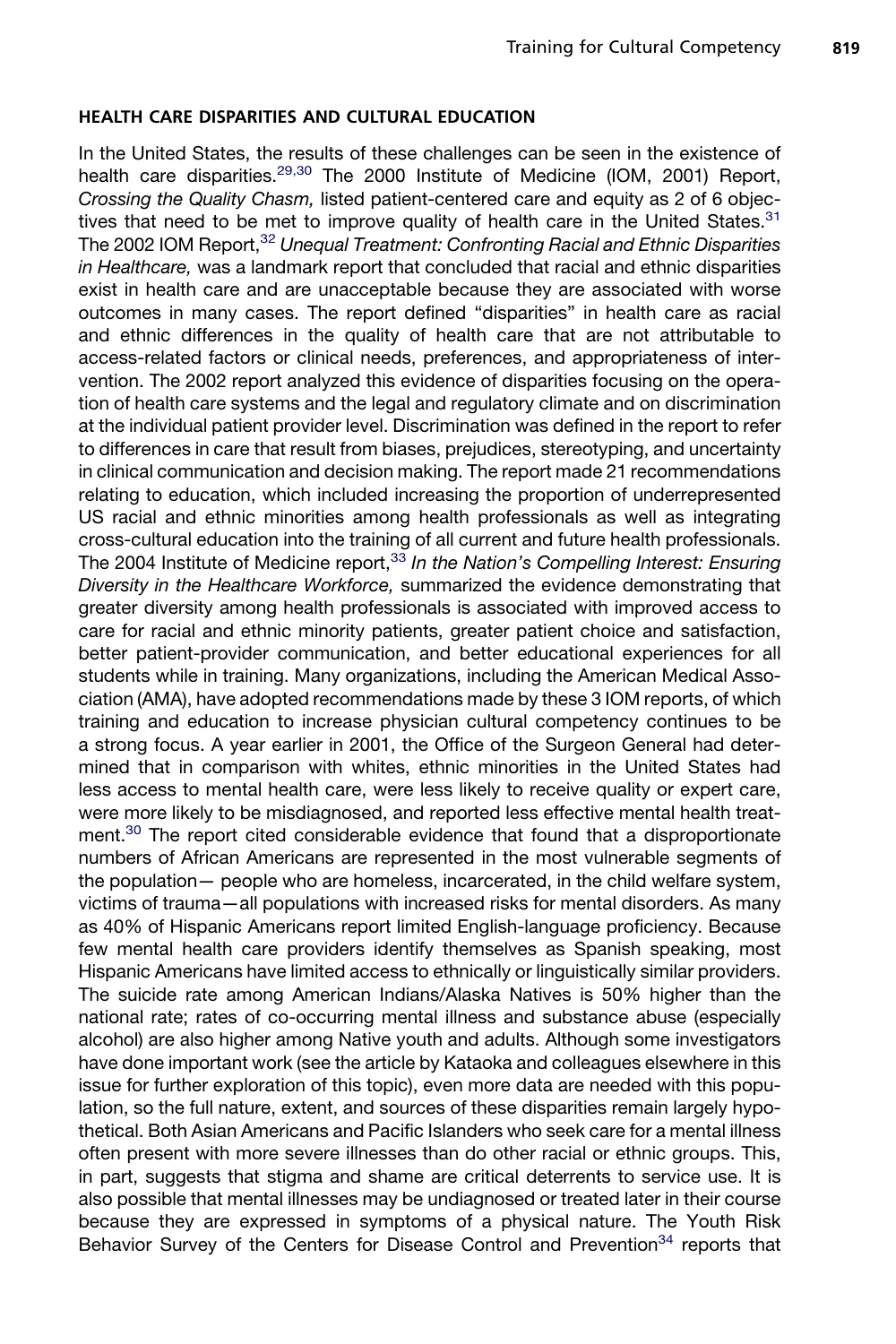## HEALTH CARE DISPARITIES AND CULTURAL EDUCATION

In the United States, the results of these challenges can be seen in the existence of health care disparities.[29,30] The 2000 Institute of Medicine (IOM, 2001) Report, *Crossing the Quality Chasm,* listed patient-centered care and equity as 2 of 6 objectives that need to be met to improve quality of health care in the United States.[31] The 2002 IOM Report,[32] *Unequal Treatment: Confronting Racial and Ethnic Disparities in Healthcare,* was a landmark report that concluded that racial and ethnic disparities exist in health care and are unacceptable because they are associated with worse outcomes in many cases. The report defined "disparities" in health care as racial and ethnic differences in the quality of health care that are not attributable to access-related factors or clinical needs, preferences, and appropriateness of intervention. The 2002 report analyzed this evidence of disparities focusing on the operation of health care systems and the legal and regulatory climate and on discrimination at the individual patient provider level. Discrimination was defined in the report to refer to differences in care that result from biases, prejudices, stereotyping, and uncertainty in clinical communication and decision making. The report made 21 recommendations relating to education, which included increasing the proportion of underrepresented US racial and ethnic minorities among health professionals as well as integrating cross-cultural education into the training of all current and future health professionals. The 2004 Institute of Medicine report,[33] *In the Nation's Compelling Interest: Ensuring Diversity in the Healthcare Workforce,* summarized the evidence demonstrating that greater diversity among health professionals is associated with improved access to care for racial and ethnic minority patients, greater patient choice and satisfaction, better patient-provider communication, and better educational experiences for all students while in training. Many organizations, including the American Medical Association (AMA), have adopted recommendations made by these 3 IOM reports, of which training and education to increase physician cultural competency continues to be a strong focus. A year earlier in 2001, the Office of the Surgeon General had determined that in comparison with whites, ethnic minorities in the United States had less access to mental health care, were less likely to receive quality or expert care, were more likely to be misdiagnosed, and reported less effective mental health treatment.[30] The report cited considerable evidence that found that a disproportionate numbers of African Americans are represented in the most vulnerable segments of the population— people who are homeless, incarcerated, in the child welfare system, victims of trauma—all populations with increased risks for mental disorders. As many as 40% of Hispanic Americans report limited English-language proficiency. Because few mental health care providers identify themselves as Spanish speaking, most Hispanic Americans have limited access to ethnically or linguistically similar providers. The suicide rate among American Indians/Alaska Natives is 50% higher than the national rate; rates of co-occurring mental illness and substance abuse (especially alcohol) are also higher among Native youth and adults. Although some investigators have done important work (see the article by Kataoka and colleagues elsewhere in this issue for further exploration of this topic), even more data are needed with this population, so the full nature, extent, and sources of these disparities remain largely hypothetical. Both Asian Americans and Pacific Islanders who seek care for a mental illness often present with more severe illnesses than do other racial or ethnic groups. This, in part, suggests that stigma and shame are critical deterrents to service use. It is also possible that mental illnesses may be undiagnosed or treated later in their course because they are expressed in symptoms of a physical nature. The Youth Risk Behavior Survey of the Centers for Disease Control and Prevention[34] reports that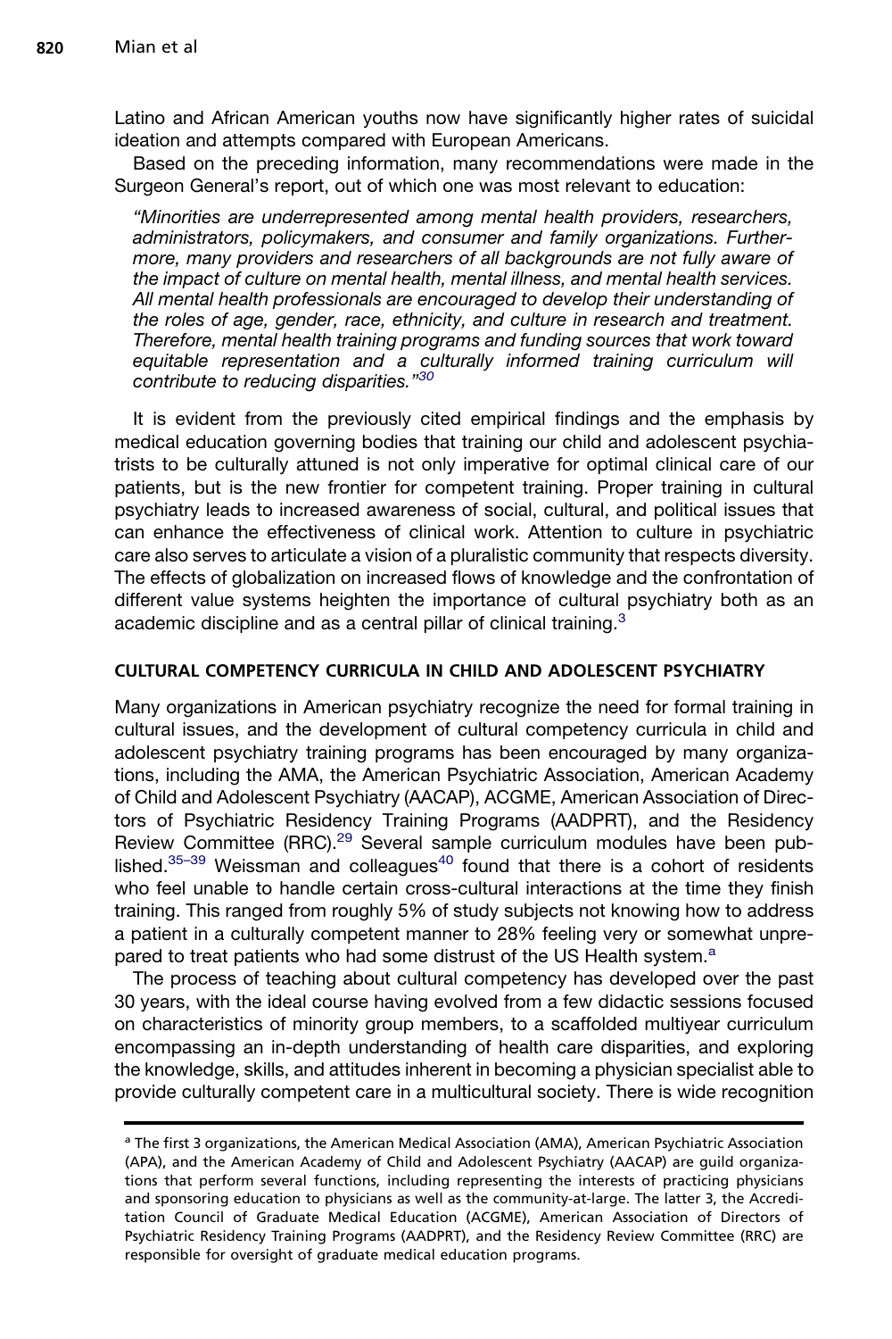Latino and African American youths now have significantly higher rates of suicidal ideation and attempts compared with European Americans.

Based on the preceding information, many recommendations were made in the Surgeon General's report, out of which one was most relevant to education:

> *"Minorities are underrepresented among mental health providers, researchers, administrators, policymakers, and consumer and family organizations. Furthermore, many providers and researchers of all backgrounds are not fully aware of the impact of culture on mental health, mental illness, and mental health services. All mental health professionals are encouraged to develop their understanding of the roles of age, gender, race, ethnicity, and culture in research and treatment. Therefore, mental health training programs and funding sources that work toward equitable representation and a culturally informed training curriculum will contribute to reducing disparities."*[30]

It is evident from the previously cited empirical findings and the emphasis by medical education governing bodies that training our child and adolescent psychiatrists to be culturally attuned is not only imperative for optimal clinical care of our patients, but is the new frontier for competent training. Proper training in cultural psychiatry leads to increased awareness of social, cultural, and political issues that can enhance the effectiveness of clinical work. Attention to culture in psychiatric care also serves to articulate a vision of a pluralistic community that respects diversity. The effects of globalization on increased flows of knowledge and the confrontation of different value systems heighten the importance of cultural psychiatry both as an academic discipline and as a central pillar of clinical training.[3]

## CULTURAL COMPETENCY CURRICULA IN CHILD AND ADOLESCENT PSYCHIATRY

Many organizations in American psychiatry recognize the need for formal training in cultural issues, and the development of cultural competency curricula in child and adolescent psychiatry training programs has been encouraged by many organizations, including the AMA, the American Psychiatric Association, American Academy of Child and Adolescent Psychiatry (AACAP), ACGME, American Association of Directors of Psychiatric Residency Training Programs (AADPRT), and the Residency Review Committee (RRC).[29] Several sample curriculum modules have been published.[35–39] Weissman and colleagues[40] found that there is a cohort of residents who feel unable to handle certain cross-cultural interactions at the time they finish training. This ranged from roughly 5% of study subjects not knowing how to address a patient in a culturally competent manner to 28% feeling very or somewhat unprepared to treat patients who had some distrust of the US Health system.[a]

The process of teaching about cultural competency has developed over the past 30 years, with the ideal course having evolved from a few didactic sessions focused on characteristics of minority group members, to a scaffolded multiyear curriculum encompassing an in-depth understanding of health care disparities, and exploring the knowledge, skills, and attitudes inherent in becoming a physician specialist able to provide culturally competent care in a multicultural society. There is wide recognition

[a] The first 3 organizations, the American Medical Association (AMA), American Psychiatric Association (APA), and the American Academy of Child and Adolescent Psychiatry (AACAP) are guild organizations that perform several functions, including representing the interests of practicing physicians and sponsoring education to physicians as well as the community-at-large. The latter 3, the Accreditation Council of Graduate Medical Education (ACGME), American Association of Directors of Psychiatric Residency Training Programs (AADPRT), and the Residency Review Committee (RRC) are responsible for oversight of graduate medical education programs.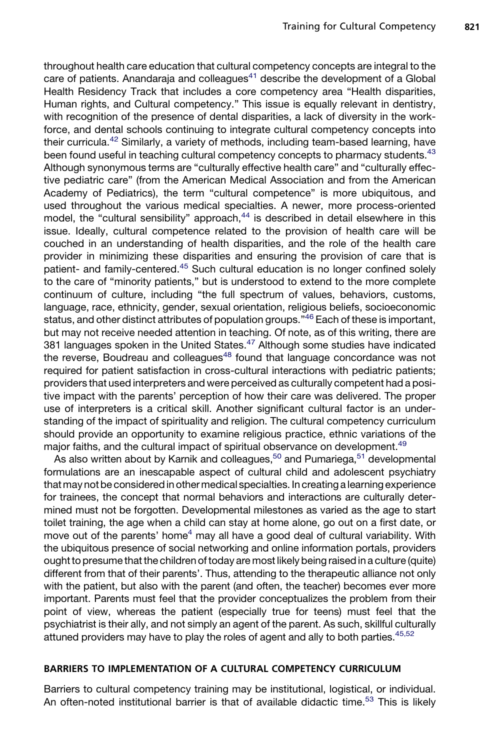throughout health care education that cultural competency concepts are integral to the care of patients. Anandaraja and colleagues[41] describe the development of a Global Health Residency Track that includes a core competency area "Health disparities, Human rights, and Cultural competency." This issue is equally relevant in dentistry, with recognition of the presence of dental disparities, a lack of diversity in the workforce, and dental schools continuing to integrate cultural competency concepts into their curricula.[42] Similarly, a variety of methods, including team-based learning, have been found useful in teaching cultural competency concepts to pharmacy students.[43] Although synonymous terms are "culturally effective health care" and "culturally effective pediatric care" (from the American Medical Association and from the American Academy of Pediatrics), the term "cultural competence" is more ubiquitous, and used throughout the various medical specialties. A newer, more process-oriented model, the "cultural sensibility" approach,[44] is described in detail elsewhere in this issue. Ideally, cultural competence related to the provision of health care will be couched in an understanding of health disparities, and the role of the health care provider in minimizing these disparities and ensuring the provision of care that is patient- and family-centered.[45] Such cultural education is no longer confined solely to the care of "minority patients," but is understood to extend to the more complete continuum of culture, including "the full spectrum of values, behaviors, customs, language, race, ethnicity, gender, sexual orientation, religious beliefs, socioeconomic status, and other distinct attributes of population groups."[46] Each of these is important, but may not receive needed attention in teaching. Of note, as of this writing, there are 381 languages spoken in the United States.[47] Although some studies have indicated the reverse, Boudreau and colleagues[48] found that language concordance was not required for patient satisfaction in cross-cultural interactions with pediatric patients; providers that used interpreters and were perceived as culturally competent had a positive impact with the parents' perception of how their care was delivered. The proper use of interpreters is a critical skill. Another significant cultural factor is an understanding of the impact of spirituality and religion. The cultural competency curriculum should provide an opportunity to examine religious practice, ethnic variations of the major faiths, and the cultural impact of spiritual observance on development.[49]

As also written about by Karnik and colleagues,[50] and Pumariega,[51] developmental formulations are an inescapable aspect of cultural child and adolescent psychiatry that may not be considered in other medical specialties. In creating a learning experience for trainees, the concept that normal behaviors and interactions are culturally determined must not be forgotten. Developmental milestones as varied as the age to start toilet training, the age when a child can stay at home alone, go out on a first date, or move out of the parents' home[4] may all have a good deal of cultural variability. With the ubiquitous presence of social networking and online information portals, providers ought to presume that the children of today are most likely being raised in a culture (quite) different from that of their parents'. Thus, attending to the therapeutic alliance not only with the patient, but also with the parent (and often, the teacher) becomes ever more important. Parents must feel that the provider conceptualizes the problem from their point of view, whereas the patient (especially true for teens) must feel that the psychiatrist is their ally, and not simply an agent of the parent. As such, skillful culturally attuned providers may have to play the roles of agent and ally to both parties.[45,52]

## BARRIERS TO IMPLEMENTATION OF A CULTURAL COMPETENCY CURRICULUM

Barriers to cultural competency training may be institutional, logistical, or individual. An often-noted institutional barrier is that of available didactic time.[53] This is likely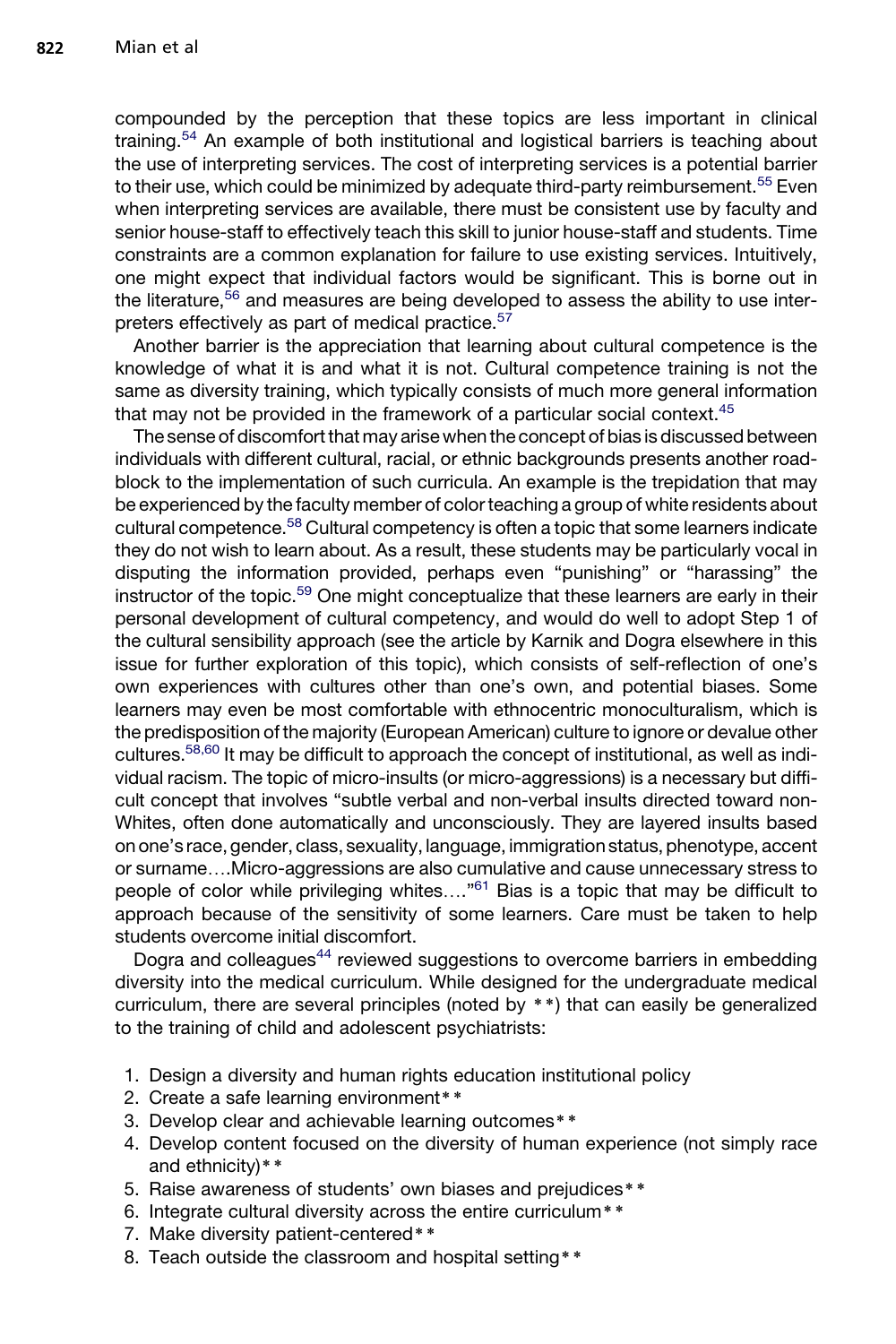compounded by the perception that these topics are less important in clinical training.[54] An example of both institutional and logistical barriers is teaching about the use of interpreting services. The cost of interpreting services is a potential barrier to their use, which could be minimized by adequate third-party reimbursement.[55] Even when interpreting services are available, there must be consistent use by faculty and senior house-staff to effectively teach this skill to junior house-staff and students. Time constraints are a common explanation for failure to use existing services. Intuitively, one might expect that individual factors would be significant. This is borne out in the literature,[56] and measures are being developed to assess the ability to use interpreters effectively as part of medical practice.[57]

Another barrier is the appreciation that learning about cultural competence is the knowledge of what it is and what it is not. Cultural competence training is not the same as diversity training, which typically consists of much more general information that may not be provided in the framework of a particular social context.[45]

The sense of discomfort that may arise when the concept of bias is discussed between individuals with different cultural, racial, or ethnic backgrounds presents another roadblock to the implementation of such curricula. An example is the trepidation that may be experienced by the faculty member of color teaching a group of white residents about cultural competence.[58] Cultural competency is often a topic that some learners indicate they do not wish to learn about. As a result, these students may be particularly vocal in disputing the information provided, perhaps even "punishing" or "harassing" the instructor of the topic.[59] One might conceptualize that these learners are early in their personal development of cultural competency, and would do well to adopt Step 1 of the cultural sensibility approach (see the article by Karnik and Dogra elsewhere in this issue for further exploration of this topic), which consists of self-reflection of one's own experiences with cultures other than one's own, and potential biases. Some learners may even be most comfortable with ethnocentric monoculturalism, which is the predisposition of the majority (European American) culture to ignore or devalue other cultures.[58,60] It may be difficult to approach the concept of institutional, as well as individual racism. The topic of micro-insults (or micro-aggressions) is a necessary but difficult concept that involves "subtle verbal and non-verbal insults directed toward non-Whites, often done automatically and unconsciously. They are layered insults based on one's race, gender, class, sexuality, language, immigration status, phenotype, accent or surname….Micro-aggressions are also cumulative and cause unnecessary stress to people of color while privileging whites…."[61] Bias is a topic that may be difficult to approach because of the sensitivity of some learners. Care must be taken to help students overcome initial discomfort.

Dogra and colleagues[44] reviewed suggestions to overcome barriers in embedding diversity into the medical curriculum. While designed for the undergraduate medical curriculum, there are several principles (noted by **) that can easily be generalized to the training of child and adolescent psychiatrists:

1. Design a diversity and human rights education institutional policy
2. Create a safe learning environment**
3. Develop clear and achievable learning outcomes**
4. Develop content focused on the diversity of human experience (not simply race and ethnicity)**
5. Raise awareness of students' own biases and prejudices**
6. Integrate cultural diversity across the entire curriculum**
7. Make diversity patient-centered**
8. Teach outside the classroom and hospital setting**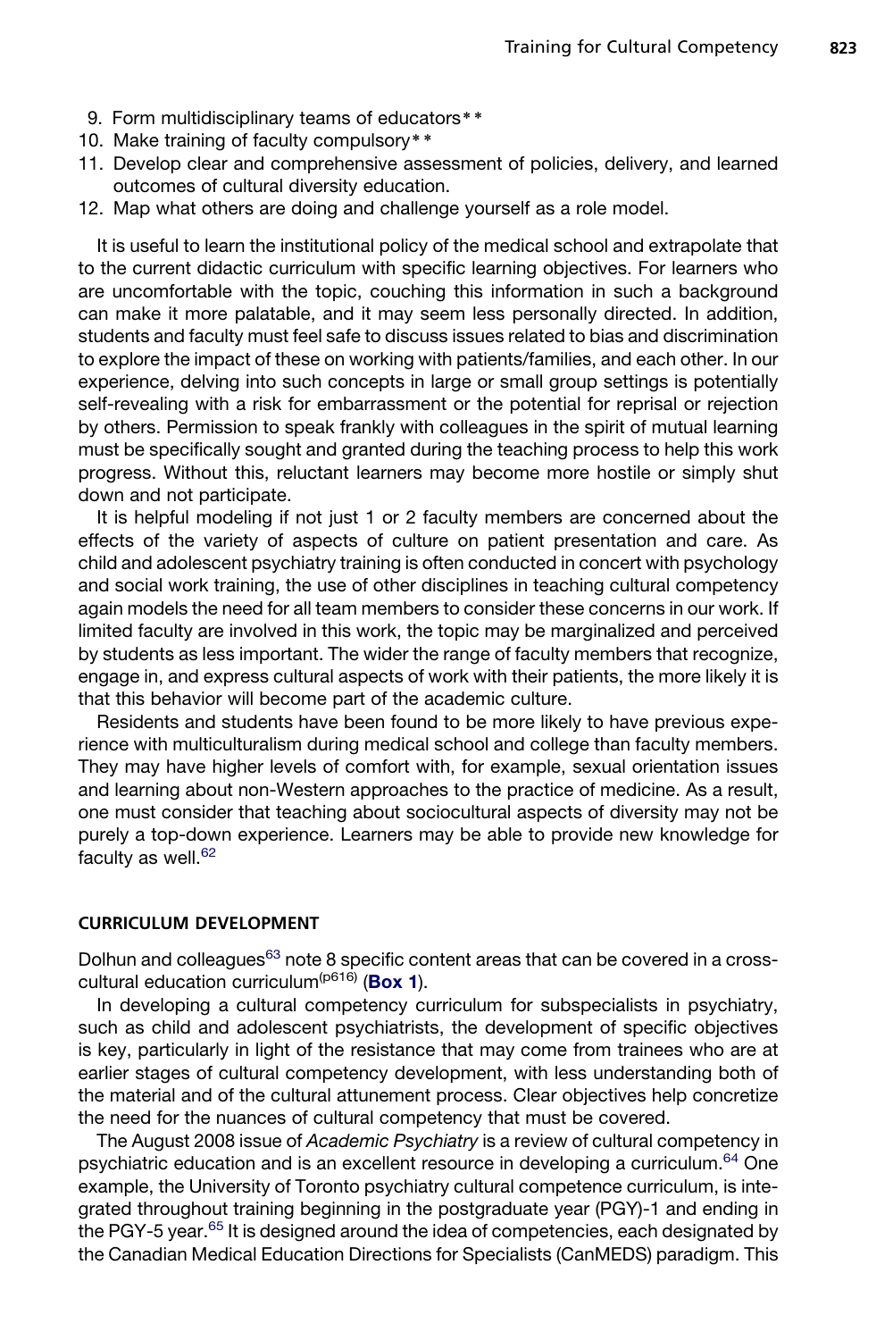9. Form multidisciplinary teams of educators**
10. Make training of faculty compulsory**
11. Develop clear and comprehensive assessment of policies, delivery, and learned outcomes of cultural diversity education.
12. Map what others are doing and challenge yourself as a role model.

It is useful to learn the institutional policy of the medical school and extrapolate that to the current didactic curriculum with specific learning objectives. For learners who are uncomfortable with the topic, couching this information in such a background can make it more palatable, and it may seem less personally directed. In addition, students and faculty must feel safe to discuss issues related to bias and discrimination to explore the impact of these on working with patients/families, and each other. In our experience, delving into such concepts in large or small group settings is potentially self-revealing with a risk for embarrassment or the potential for reprisal or rejection by others. Permission to speak frankly with colleagues in the spirit of mutual learning must be specifically sought and granted during the teaching process to help this work progress. Without this, reluctant learners may become more hostile or simply shut down and not participate.

It is helpful modeling if not just 1 or 2 faculty members are concerned about the effects of the variety of aspects of culture on patient presentation and care. As child and adolescent psychiatry training is often conducted in concert with psychology and social work training, the use of other disciplines in teaching cultural competency again models the need for all team members to consider these concerns in our work. If limited faculty are involved in this work, the topic may be marginalized and perceived by students as less important. The wider the range of faculty members that recognize, engage in, and express cultural aspects of work with their patients, the more likely it is that this behavior will become part of the academic culture.

Residents and students have been found to be more likely to have previous experience with multiculturalism during medical school and college than faculty members. They may have higher levels of comfort with, for example, sexual orientation issues and learning about non-Western approaches to the practice of medicine. As a result, one must consider that teaching about sociocultural aspects of diversity may not be purely a top-down experience. Learners may be able to provide new knowledge for faculty as well.[62]

## CURRICULUM DEVELOPMENT

Dolhun and colleagues[63] note 8 specific content areas that can be covered in a cross-cultural education curriculum[(p616)] (**Box 1**).

In developing a cultural competency curriculum for subspecialists in psychiatry, such as child and adolescent psychiatrists, the development of specific objectives is key, particularly in light of the resistance that may come from trainees who are at earlier stages of cultural competency development, with less understanding both of the material and of the cultural attunement process. Clear objectives help concretize the need for the nuances of cultural competency that must be covered.

The August 2008 issue of *Academic Psychiatry* is a review of cultural competency in psychiatric education and is an excellent resource in developing a curriculum.[64] One example, the University of Toronto psychiatry cultural competence curriculum, is integrated throughout training beginning in the postgraduate year (PGY)-1 and ending in the PGY-5 year.[65] It is designed around the idea of competencies, each designated by the Canadian Medical Education Directions for Specialists (CanMEDS) paradigm. This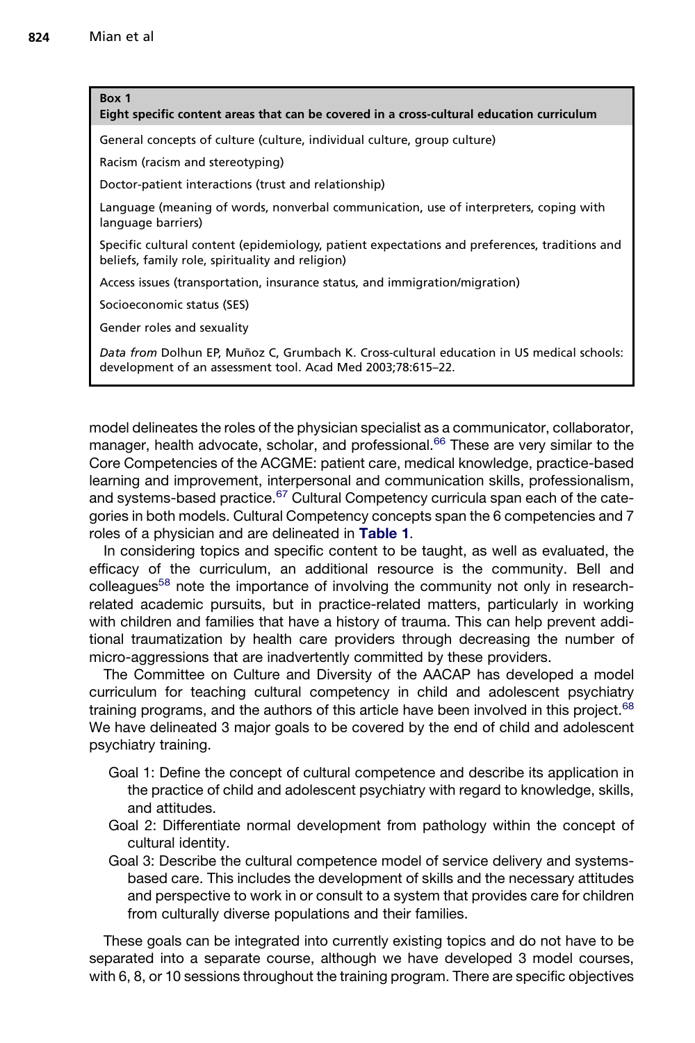**Box 1**
**Eight specific content areas that can be covered in a cross-cultural education curriculum**

General concepts of culture (culture, individual culture, group culture)

Racism (racism and stereotyping)

Doctor-patient interactions (trust and relationship)

Language (meaning of words, nonverbal communication, use of interpreters, coping with language barriers)

Specific cultural content (epidemiology, patient expectations and preferences, traditions and beliefs, family role, spirituality and religion)

Access issues (transportation, insurance status, and immigration/migration)

Socioeconomic status (SES)

Gender roles and sexuality

*Data from* Dolhun EP, Muñoz C, Grumbach K. Cross-cultural education in US medical schools: development of an assessment tool. Acad Med 2003;78:615–22.

model delineates the roles of the physician specialist as a communicator, collaborator, manager, health advocate, scholar, and professional.[66] These are very similar to the Core Competencies of the ACGME: patient care, medical knowledge, practice-based learning and improvement, interpersonal and communication skills, professionalism, and systems-based practice.[67] Cultural Competency curricula span each of the categories in both models. Cultural Competency concepts span the 6 competencies and 7 roles of a physician and are delineated in **Table 1**.

In considering topics and specific content to be taught, as well as evaluated, the efficacy of the curriculum, an additional resource is the community. Bell and colleagues[58] note the importance of involving the community not only in research-related academic pursuits, but in practice-related matters, particularly in working with children and families that have a history of trauma. This can help prevent additional traumatization by health care providers through decreasing the number of micro-aggressions that are inadvertently committed by these providers.

The Committee on Culture and Diversity of the AACAP has developed a model curriculum for teaching cultural competency in child and adolescent psychiatry training programs, and the authors of this article have been involved in this project.[68] We have delineated 3 major goals to be covered by the end of child and adolescent psychiatry training.

- Goal 1: Define the concept of cultural competence and describe its application in the practice of child and adolescent psychiatry with regard to knowledge, skills, and attitudes.
- Goal 2: Differentiate normal development from pathology within the concept of cultural identity.
- Goal 3: Describe the cultural competence model of service delivery and systems-based care. This includes the development of skills and the necessary attitudes and perspective to work in or consult to a system that provides care for children from culturally diverse populations and their families.

These goals can be integrated into currently existing topics and do not have to be separated into a separate course, although we have developed 3 model courses, with 6, 8, or 10 sessions throughout the training program. There are specific objectives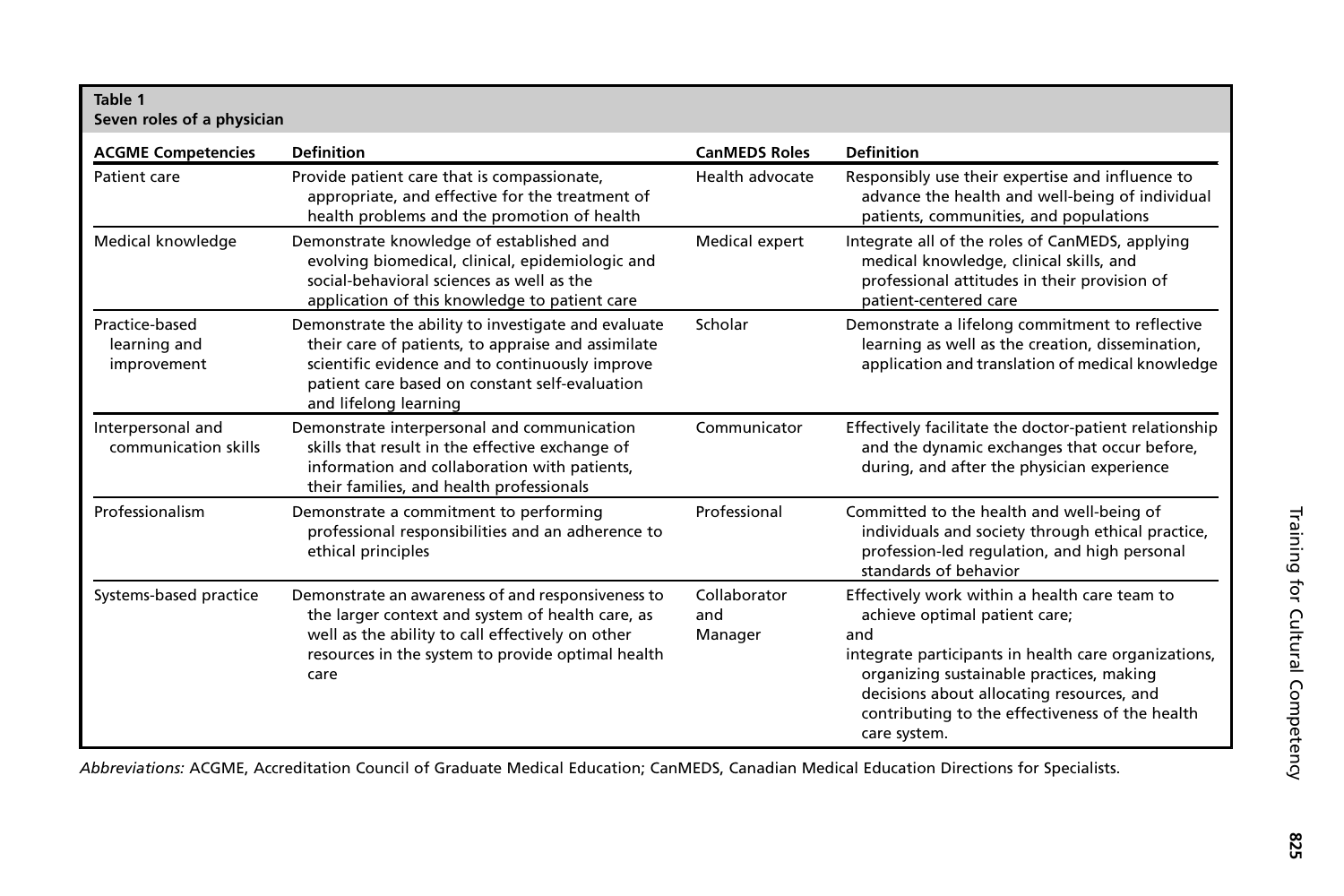**Table 1**
**Seven roles of a physician**

| ACGME Competencies | Definition | CanMEDS Roles | Definition |
|---|---|---|---|
| Patient care | Provide patient care that is compassionate, appropriate, and effective for the treatment of health problems and the promotion of health | Health advocate | Responsibly use their expertise and influence to advance the health and well-being of individual patients, communities, and populations |
| Medical knowledge | Demonstrate knowledge of established and evolving biomedical, clinical, epidemiologic and social-behavioral sciences as well as the application of this knowledge to patient care | Medical expert | Integrate all of the roles of CanMEDS, applying medical knowledge, clinical skills, and professional attitudes in their provision of patient-centered care |
| Practice-based learning and improvement | Demonstrate the ability to investigate and evaluate their care of patients, to appraise and assimilate scientific evidence and to continuously improve patient care based on constant self-evaluation and lifelong learning | Scholar | Demonstrate a lifelong commitment to reflective learning as well as the creation, dissemination, application and translation of medical knowledge |
| Interpersonal and communication skills | Demonstrate interpersonal and communication skills that result in the effective exchange of information and collaboration with patients, their families, and health professionals | Communicator | Effectively facilitate the doctor-patient relationship and the dynamic exchanges that occur before, during, and after the physician experience |
| Professionalism | Demonstrate a commitment to performing professional responsibilities and an adherence to ethical principles | Professional | Committed to the health and well-being of individuals and society through ethical practice, profession-led regulation, and high personal standards of behavior |
| Systems-based practice | Demonstrate an awareness of and responsiveness to the larger context and system of health care, as well as the ability to call effectively on other resources in the system to provide optimal health care | Collaborator and Manager | Effectively work within a health care team to achieve optimal patient care; and integrate participants in health care organizations, organizing sustainable practices, making decisions about allocating resources, and contributing to the effectiveness of the health care system. |

*Abbreviations:* ACGME, Accreditation Council of Graduate Medical Education; CanMEDS, Canadian Medical Education Directions for Specialists.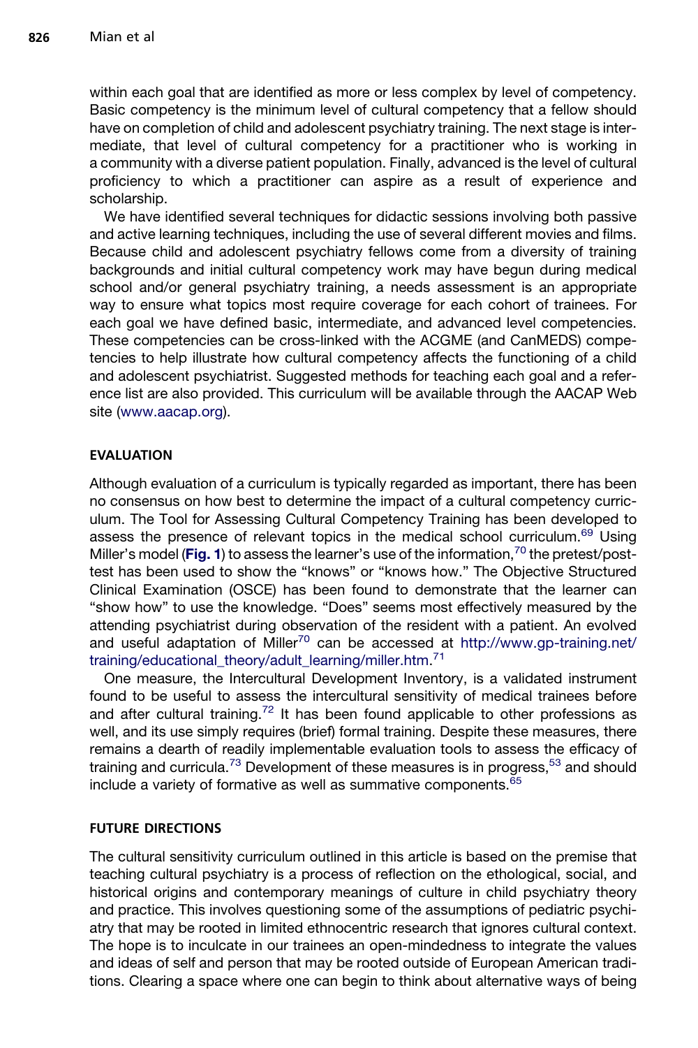within each goal that are identified as more or less complex by level of competency. Basic competency is the minimum level of cultural competency that a fellow should have on completion of child and adolescent psychiatry training. The next stage is intermediate, that level of cultural competency for a practitioner who is working in a community with a diverse patient population. Finally, advanced is the level of cultural proficiency to which a practitioner can aspire as a result of experience and scholarship.

We have identified several techniques for didactic sessions involving both passive and active learning techniques, including the use of several different movies and films. Because child and adolescent psychiatry fellows come from a diversity of training backgrounds and initial cultural competency work may have begun during medical school and/or general psychiatry training, a needs assessment is an appropriate way to ensure what topics most require coverage for each cohort of trainees. For each goal we have defined basic, intermediate, and advanced level competencies. These competencies can be cross-linked with the ACGME (and CanMEDS) competencies to help illustrate how cultural competency affects the functioning of a child and adolescent psychiatrist. Suggested methods for teaching each goal and a reference list are also provided. This curriculum will be available through the AACAP Web site (www.aacap.org).

## EVALUATION

Although evaluation of a curriculum is typically regarded as important, there has been no consensus on how best to determine the impact of a cultural competency curriculum. The Tool for Assessing Cultural Competency Training has been developed to assess the presence of relevant topics in the medical school curriculum.[69] Using Miller's model (**Fig. 1**) to assess the learner's use of the information,[70] the pretest/posttest has been used to show the "knows" or "knows how." The Objective Structured Clinical Examination (OSCE) has been found to demonstrate that the learner can "show how" to use the knowledge. "Does" seems most effectively measured by the attending psychiatrist during observation of the resident with a patient. An evolved and useful adaptation of Miller[70] can be accessed at http://www.gp-training.net/training/educational_theory/adult_learning/miller.htm.[71]

One measure, the Intercultural Development Inventory, is a validated instrument found to be useful to assess the intercultural sensitivity of medical trainees before and after cultural training.[72] It has been found applicable to other professions as well, and its use simply requires (brief) formal training. Despite these measures, there remains a dearth of readily implementable evaluation tools to assess the efficacy of training and curricula.[73] Development of these measures is in progress,[53] and should include a variety of formative as well as summative components.[65]

## FUTURE DIRECTIONS

The cultural sensitivity curriculum outlined in this article is based on the premise that teaching cultural psychiatry is a process of reflection on the ethological, social, and historical origins and contemporary meanings of culture in child psychiatry theory and practice. This involves questioning some of the assumptions of pediatric psychiatry that may be rooted in limited ethnocentric research that ignores cultural context. The hope is to inculcate in our trainees an open-mindedness to integrate the values and ideas of self and person that may be rooted outside of European American traditions. Clearing a space where one can begin to think about alternative ways of being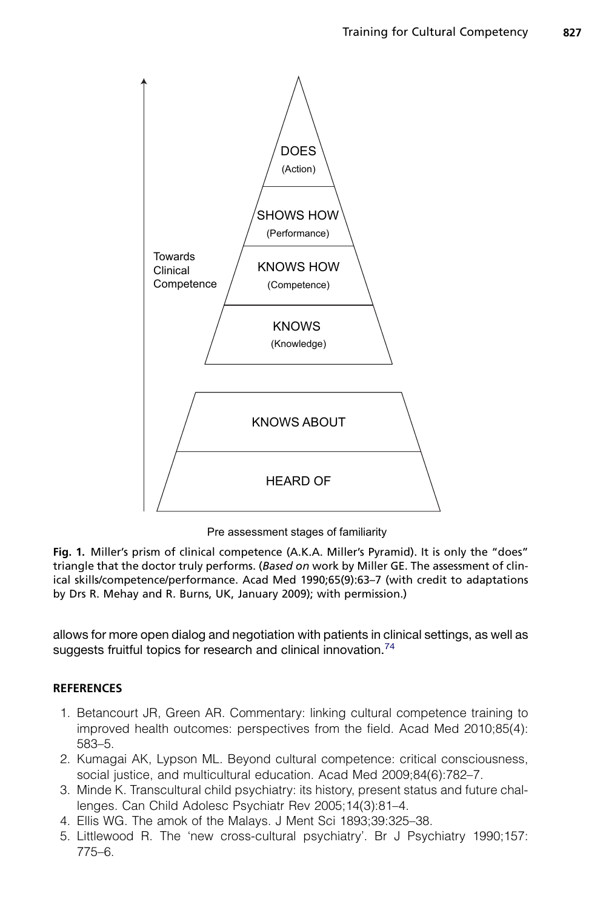DOES
(Action)

SHOWS HOW
(Performance)

KNOWS HOW
(Competence)

KNOWS
(Knowledge)

Towards Clinical Competence

KNOWS ABOUT

HEARD OF

Pre assessment stages of familiarity

**Fig. 1.** Miller's prism of clinical competence (A.K.A. Miller's Pyramid). It is only the "does" triangle that the doctor truly performs. (*Based on* work by Miller GE. The assessment of clinical skills/competence/performance. Acad Med 1990;65(9):63–7 (with credit to adaptations by Drs R. Mehay and R. Burns, UK, January 2009); with permission.)

allows for more open dialog and negotiation with patients in clinical settings, as well as suggests fruitful topics for research and clinical innovation.[74]

## REFERENCES

1. Betancourt JR, Green AR. Commentary: linking cultural competence training to improved health outcomes: perspectives from the field. Acad Med 2010;85(4): 583–5.
2. Kumagai AK, Lypson ML. Beyond cultural competence: critical consciousness, social justice, and multicultural education. Acad Med 2009;84(6):782–7.
3. Minde K. Transcultural child psychiatry: its history, present status and future challenges. Can Child Adolesc Psychiatr Rev 2005;14(3):81–4.
4. Ellis WG. The amok of the Malays. J Ment Sci 1893;39:325–38.
5. Littlewood R. The 'new cross-cultural psychiatry'. Br J Psychiatry 1990;157: 775–6.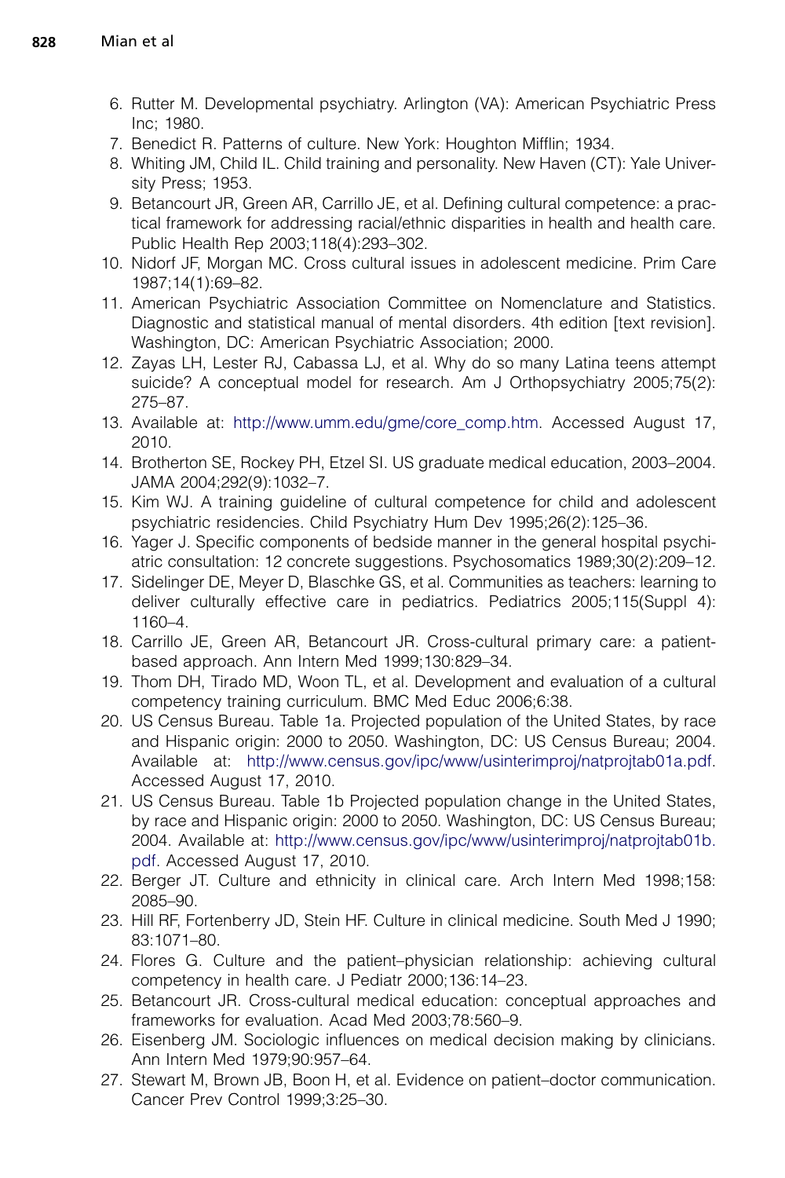6. Rutter M. Developmental psychiatry. Arlington (VA): American Psychiatric Press Inc; 1980.
7. Benedict R. Patterns of culture. New York: Houghton Mifflin; 1934.
8. Whiting JM, Child IL. Child training and personality. New Haven (CT): Yale University Press; 1953.
9. Betancourt JR, Green AR, Carrillo JE, et al. Defining cultural competence: a practical framework for addressing racial/ethnic disparities in health and health care. Public Health Rep 2003;118(4):293–302.
10. Nidorf JF, Morgan MC. Cross cultural issues in adolescent medicine. Prim Care 1987;14(1):69–82.
11. American Psychiatric Association Committee on Nomenclature and Statistics. Diagnostic and statistical manual of mental disorders. 4th edition [text revision]. Washington, DC: American Psychiatric Association; 2000.
12. Zayas LH, Lester RJ, Cabassa LJ, et al. Why do so many Latina teens attempt suicide? A conceptual model for research. Am J Orthopsychiatry 2005;75(2):275–87.
13. Available at: http://www.umm.edu/gme/core_comp.htm. Accessed August 17, 2010.
14. Brotherton SE, Rockey PH, Etzel SI. US graduate medical education, 2003–2004. JAMA 2004;292(9):1032–7.
15. Kim WJ. A training guideline of cultural competence for child and adolescent psychiatric residencies. Child Psychiatry Hum Dev 1995;26(2):125–36.
16. Yager J. Specific components of bedside manner in the general hospital psychiatric consultation: 12 concrete suggestions. Psychosomatics 1989;30(2):209–12.
17. Sidelinger DE, Meyer D, Blaschke GS, et al. Communities as teachers: learning to deliver culturally effective care in pediatrics. Pediatrics 2005;115(Suppl 4):1160–4.
18. Carrillo JE, Green AR, Betancourt JR. Cross-cultural primary care: a patient-based approach. Ann Intern Med 1999;130:829–34.
19. Thom DH, Tirado MD, Woon TL, et al. Development and evaluation of a cultural competency training curriculum. BMC Med Educ 2006;6:38.
20. US Census Bureau. Table 1a. Projected population of the United States, by race and Hispanic origin: 2000 to 2050. Washington, DC: US Census Bureau; 2004. Available at: http://www.census.gov/ipc/www/usinterimproj/natprojtab01a.pdf. Accessed August 17, 2010.
21. US Census Bureau. Table 1b Projected population change in the United States, by race and Hispanic origin: 2000 to 2050. Washington, DC: US Census Bureau; 2004. Available at: http://www.census.gov/ipc/www/usinterimproj/natprojtab01b.pdf. Accessed August 17, 2010.
22. Berger JT. Culture and ethnicity in clinical care. Arch Intern Med 1998;158:2085–90.
23. Hill RF, Fortenberry JD, Stein HF. Culture in clinical medicine. South Med J 1990;83:1071–80.
24. Flores G. Culture and the patient–physician relationship: achieving cultural competency in health care. J Pediatr 2000;136:14–23.
25. Betancourt JR. Cross-cultural medical education: conceptual approaches and frameworks for evaluation. Acad Med 2003;78:560–9.
26. Eisenberg JM. Sociologic influences on medical decision making by clinicians. Ann Intern Med 1979;90:957–64.
27. Stewart M, Brown JB, Boon H, et al. Evidence on patient–doctor communication. Cancer Prev Control 1999;3:25–30.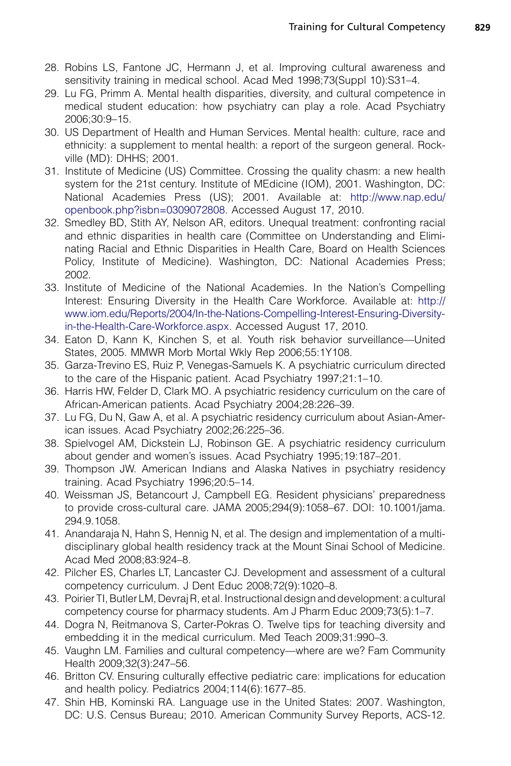28. Robins LS, Fantone JC, Hermann J, et al. Improving cultural awareness and sensitivity training in medical school. Acad Med 1998;73(Suppl 10):S31–4.
29. Lu FG, Primm A. Mental health disparities, diversity, and cultural competence in medical student education: how psychiatry can play a role. Acad Psychiatry 2006;30:9–15.
30. US Department of Health and Human Services. Mental health: culture, race and ethnicity: a supplement to mental health: a report of the surgeon general. Rockville (MD): DHHS; 2001.
31. Institute of Medicine (US) Committee. Crossing the quality chasm: a new health system for the 21st century. Institute of MEdicine (IOM), 2001. Washington, DC: National Academies Press (US); 2001. Available at: http://www.nap.edu/openbook.php?isbn=0309072808. Accessed August 17, 2010.
32. Smedley BD, Stith AY, Nelson AR, editors. Unequal treatment: confronting racial and ethnic disparities in health care (Committee on Understanding and Eliminating Racial and Ethnic Disparities in Health Care, Board on Health Sciences Policy, Institute of Medicine). Washington, DC: National Academies Press; 2002.
33. Institute of Medicine of the National Academies. In the Nation's Compelling Interest: Ensuring Diversity in the Health Care Workforce. Available at: http://www.iom.edu/Reports/2004/In-the-Nations-Compelling-Interest-Ensuring-Diversity-in-the-Health-Care-Workforce.aspx. Accessed August 17, 2010.
34. Eaton D, Kann K, Kinchen S, et al. Youth risk behavior surveillance—United States, 2005. MMWR Morb Mortal Wkly Rep 2006;55:1Y108.
35. Garza-Trevino ES, Ruiz P, Venegas-Samuels K. A psychiatric curriculum directed to the care of the Hispanic patient. Acad Psychiatry 1997;21:1–10.
36. Harris HW, Felder D, Clark MO. A psychiatric residency curriculum on the care of African-American patients. Acad Psychiatry 2004;28:226–39.
37. Lu FG, Du N, Gaw A, et al. A psychiatric residency curriculum about Asian-American issues. Acad Psychiatry 2002;26:225–36.
38. Spielvogel AM, Dickstein LJ, Robinson GE. A psychiatric residency curriculum about gender and women's issues. Acad Psychiatry 1995;19:187–201.
39. Thompson JW. American Indians and Alaska Natives in psychiatry residency training. Acad Psychiatry 1996;20:5–14.
40. Weissman JS, Betancourt J, Campbell EG. Resident physicians' preparedness to provide cross-cultural care. JAMA 2005;294(9):1058–67. DOI: 10.1001/jama.294.9.1058.
41. Anandaraja N, Hahn S, Hennig N, et al. The design and implementation of a multidisciplinary global health residency track at the Mount Sinai School of Medicine. Acad Med 2008;83:924–8.
42. Pilcher ES, Charles LT, Lancaster CJ. Development and assessment of a cultural competency curriculum. J Dent Educ 2008;72(9):1020–8.
43. Poirier TI, Butler LM, Devraj R, et al. Instructional design and development: a cultural competency course for pharmacy students. Am J Pharm Educ 2009;73(5):1–7.
44. Dogra N, Reitmanova S, Carter-Pokras O. Twelve tips for teaching diversity and embedding it in the medical curriculum. Med Teach 2009;31:990–3.
45. Vaughn LM. Families and cultural competency—where are we? Fam Community Health 2009;32(3):247–56.
46. Britton CV. Ensuring culturally effective pediatric care: implications for education and health policy. Pediatrics 2004;114(6):1677–85.
47. Shin HB, Kominski RA. Language use in the United States: 2007. Washington, DC: U.S. Census Bureau; 2010. American Community Survey Reports, ACS-12.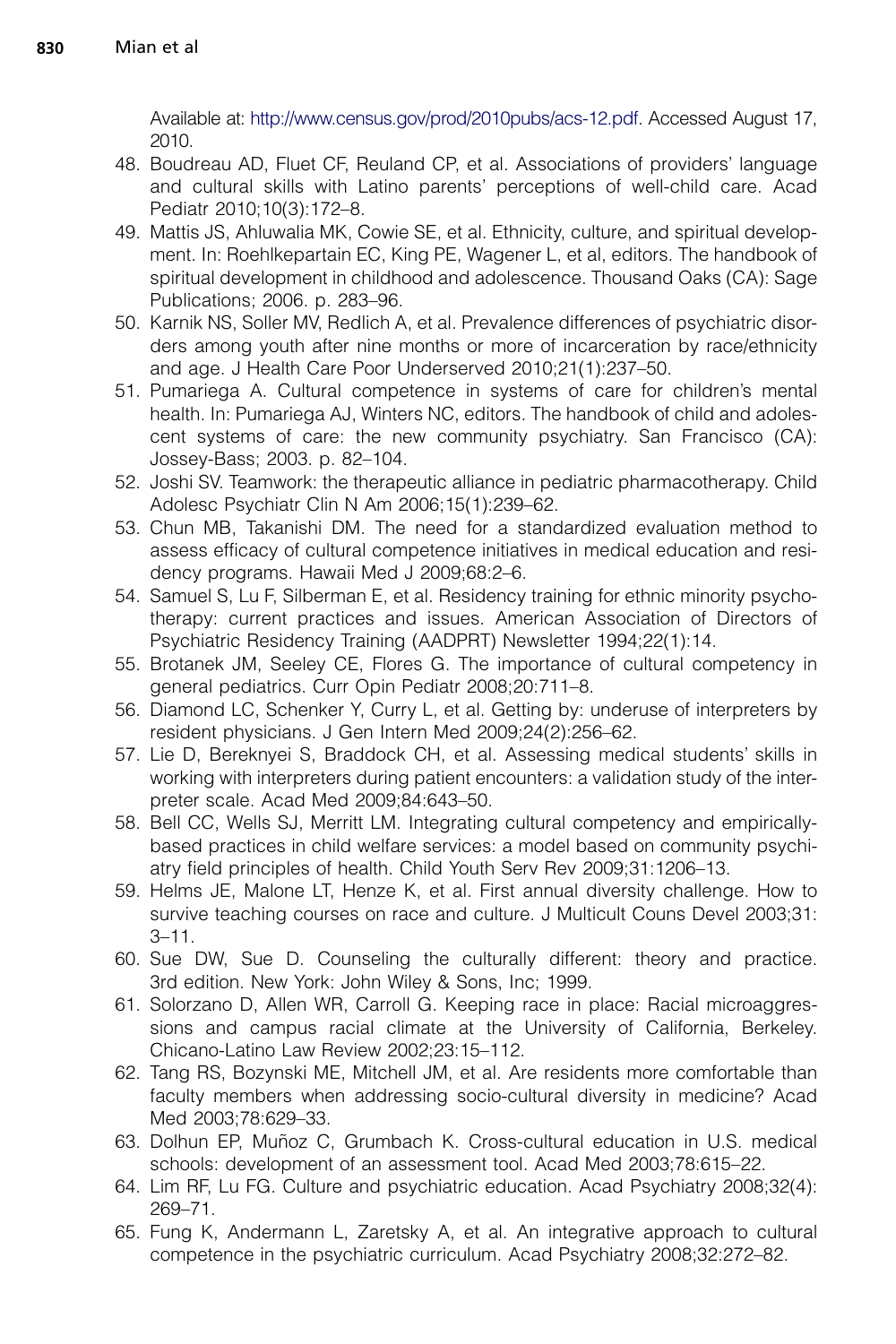Available at: http://www.census.gov/prod/2010pubs/acs-12.pdf. Accessed August 17, 2010.

48. Boudreau AD, Fluet CF, Reuland CP, et al. Associations of providers' language and cultural skills with Latino parents' perceptions of well-child care. Acad Pediatr 2010;10(3):172–8.
49. Mattis JS, Ahluwalia MK, Cowie SE, et al. Ethnicity, culture, and spiritual development. In: Roehlkepartain EC, King PE, Wagener L, et al, editors. The handbook of spiritual development in childhood and adolescence. Thousand Oaks (CA): Sage Publications; 2006. p. 283–96.
50. Karnik NS, Soller MV, Redlich A, et al. Prevalence differences of psychiatric disorders among youth after nine months or more of incarceration by race/ethnicity and age. J Health Care Poor Underserved 2010;21(1):237–50.
51. Pumariega A. Cultural competence in systems of care for children's mental health. In: Pumariega AJ, Winters NC, editors. The handbook of child and adolescent systems of care: the new community psychiatry. San Francisco (CA): Jossey-Bass; 2003. p. 82–104.
52. Joshi SV. Teamwork: the therapeutic alliance in pediatric pharmacotherapy. Child Adolesc Psychiatr Clin N Am 2006;15(1):239–62.
53. Chun MB, Takanishi DM. The need for a standardized evaluation method to assess efficacy of cultural competence initiatives in medical education and residency programs. Hawaii Med J 2009;68:2–6.
54. Samuel S, Lu F, Silberman E, et al. Residency training for ethnic minority psychotherapy: current practices and issues. American Association of Directors of Psychiatric Residency Training (AADPRT) Newsletter 1994;22(1):14.
55. Brotanek JM, Seeley CE, Flores G. The importance of cultural competency in general pediatrics. Curr Opin Pediatr 2008;20:711–8.
56. Diamond LC, Schenker Y, Curry L, et al. Getting by: underuse of interpreters by resident physicians. J Gen Intern Med 2009;24(2):256–62.
57. Lie D, Bereknyei S, Braddock CH, et al. Assessing medical students' skills in working with interpreters during patient encounters: a validation study of the interpreter scale. Acad Med 2009;84:643–50.
58. Bell CC, Wells SJ, Merritt LM. Integrating cultural competency and empirically-based practices in child welfare services: a model based on community psychiatry field principles of health. Child Youth Serv Rev 2009;31:1206–13.
59. Helms JE, Malone LT, Henze K, et al. First annual diversity challenge. How to survive teaching courses on race and culture. J Multicult Couns Devel 2003;31: 3–11.
60. Sue DW, Sue D. Counseling the culturally different: theory and practice. 3rd edition. New York: John Wiley & Sons, Inc; 1999.
61. Solorzano D, Allen WR, Carroll G. Keeping race in place: Racial microaggressions and campus racial climate at the University of California, Berkeley. Chicano-Latino Law Review 2002;23:15–112.
62. Tang RS, Bozynski ME, Mitchell JM, et al. Are residents more comfortable than faculty members when addressing socio-cultural diversity in medicine? Acad Med 2003;78:629–33.
63. Dolhun EP, Muñoz C, Grumbach K. Cross-cultural education in U.S. medical schools: development of an assessment tool. Acad Med 2003;78:615–22.
64. Lim RF, Lu FG. Culture and psychiatric education. Acad Psychiatry 2008;32(4): 269–71.
65. Fung K, Andermann L, Zaretsky A, et al. An integrative approach to cultural competence in the psychiatric curriculum. Acad Psychiatry 2008;32:272–82.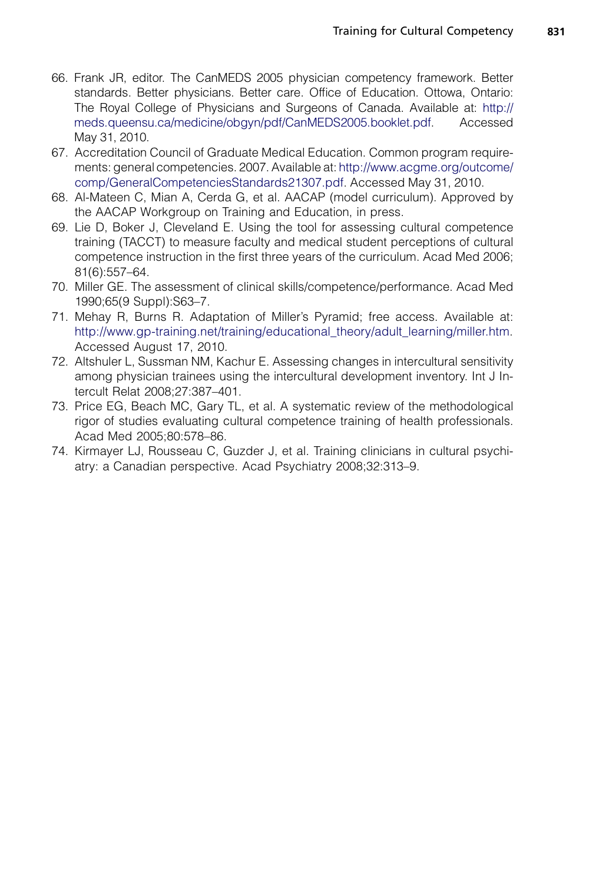66. Frank JR, editor. The CanMEDS 2005 physician competency framework. Better standards. Better physicians. Better care. Office of Education. Ottowa, Ontario: The Royal College of Physicians and Surgeons of Canada. Available at: http://meds.queensu.ca/medicine/obgyn/pdf/CanMEDS2005.booklet.pdf. Accessed May 31, 2010.
67. Accreditation Council of Graduate Medical Education. Common program requirements: general competencies. 2007. Available at: http://www.acgme.org/outcome/comp/GeneralCompetenciesStandards21307.pdf. Accessed May 31, 2010.
68. Al-Mateen C, Mian A, Cerda G, et al. AACAP (model curriculum). Approved by the AACAP Workgroup on Training and Education, in press.
69. Lie D, Boker J, Cleveland E. Using the tool for assessing cultural competence training (TACCT) to measure faculty and medical student perceptions of cultural competence instruction in the first three years of the curriculum. Acad Med 2006;81(6):557–64.
70. Miller GE. The assessment of clinical skills/competence/performance. Acad Med 1990;65(9 Suppl):S63–7.
71. Mehay R, Burns R. Adaptation of Miller's Pyramid; free access. Available at: http://www.gp-training.net/training/educational_theory/adult_learning/miller.htm. Accessed August 17, 2010.
72. Altshuler L, Sussman NM, Kachur E. Assessing changes in intercultural sensitivity among physician trainees using the intercultural development inventory. Int J Intercult Relat 2008;27:387–401.
73. Price EG, Beach MC, Gary TL, et al. A systematic review of the methodological rigor of studies evaluating cultural competence training of health professionals. Acad Med 2005;80:578–86.
74. Kirmayer LJ, Rousseau C, Guzder J, et al. Training clinicians in cultural psychiatry: a Canadian perspective. Acad Psychiatry 2008;32:313–9.